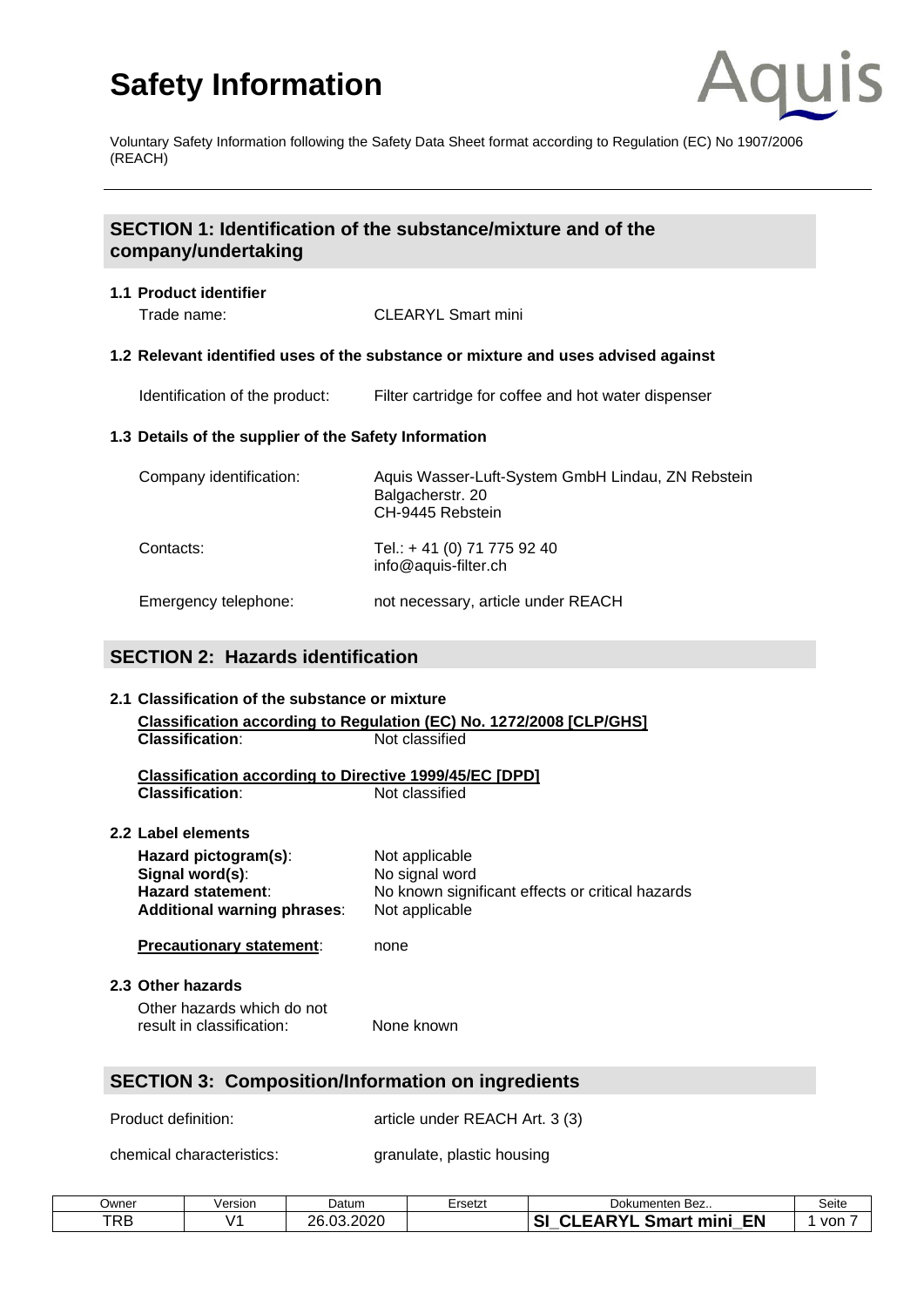# Safety Information

Voluntary Safety Information following the Safety Data Sheet format according to Regulation (EC) No 1907/2006 (REACH)

## SECTION 1: Identification of the substance/mixture and of the company/undertaking

### 1.1 Product identifier

Trade name: CLEARYL Smart mini

### 1.2 Relevant identified uses of the substance or mixture and uses advised against

Identification of the product: Filter cartridge for coffee and hot water dispenser

### 1.3 Details of the supplier of the Safety Information

Company identification: Aquis Wasser-Luft-System GmbH Lindau, ZN Rebstein
Balgacherstr. 20
CH-9445 Rebstein

Contacts: Tel.: + 41 (0) 71 775 92 40
info@aquis-filter.ch

Emergency telephone: not necessary, article under REACH

## SECTION 2: Hazards identification

### 2.1 Classification of the substance or mixture

**Classification according to Regulation (EC) No. 1272/2008 [CLP/GHS]**
**Classification**: Not classified

**Classification according to Directive 1999/45/EC [DPD]**
**Classification**: Not classified

### 2.2 Label elements

**Hazard pictogram(s)**: Not applicable
**Signal word(s)**: No signal word
**Hazard statement**: No known significant effects or critical hazards
**Additional warning phrases**: Not applicable

**Precautionary statement**: none

### 2.3 Other hazards

Other hazards which do not result in classification: None known

## SECTION 3: Composition/Information on ingredients

Product definition: article under REACH Art. 3 (3)

chemical characteristics: granulate, plastic housing

| Owner | Version | Datum | Ersetzt | Dokumenten Bez.. |
|---|---|---|---|---|
| TRB | V1 | 26.03.2020 | | SI_CLEARYL Smart mini_EN |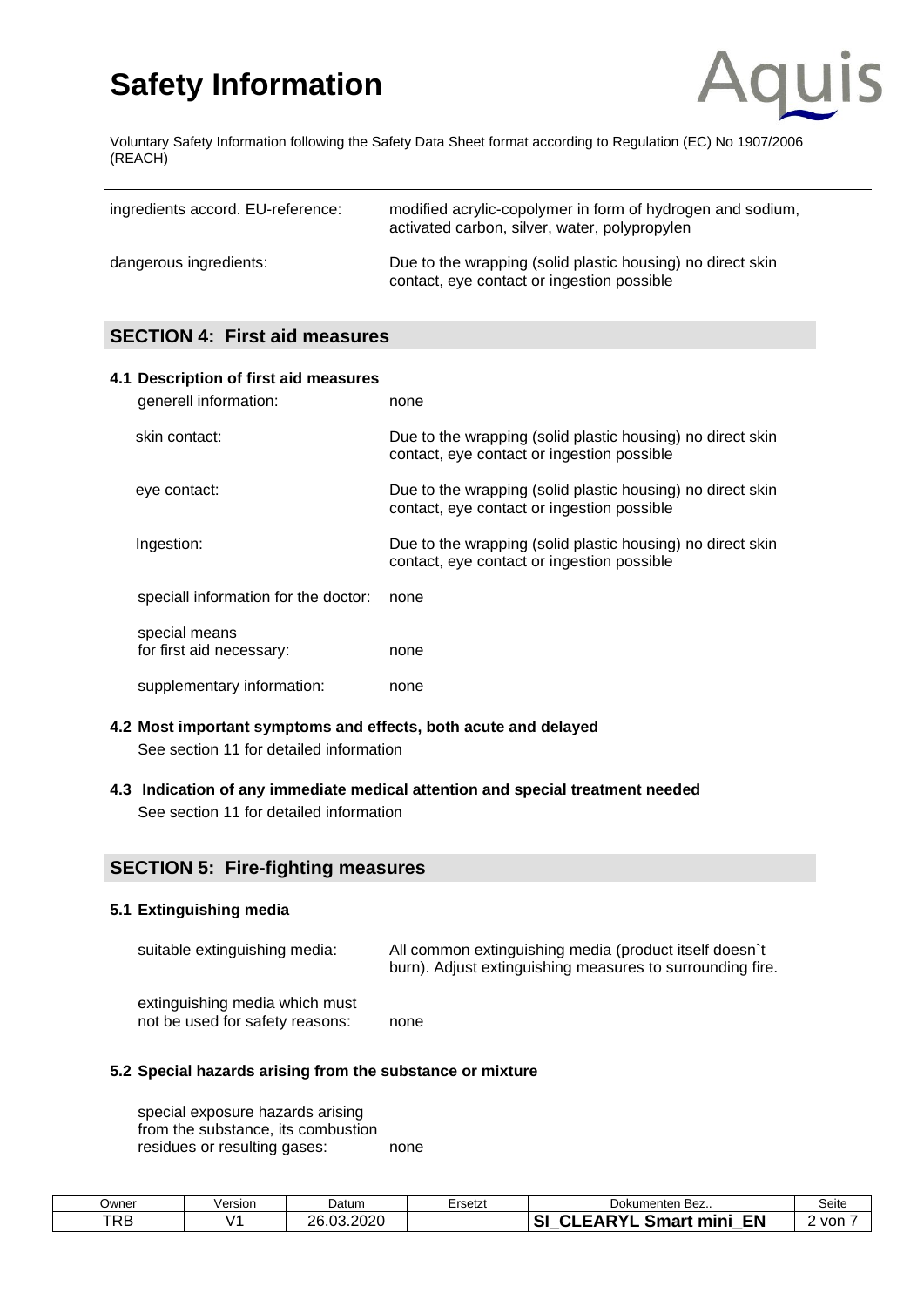# Safety Information

Voluntary Safety Information following the Safety Data Sheet format according to Regulation (EC) No 1907/2006 (REACH)

| | |
|---|---|
| ingredients accord. EU-reference: | modified acrylic-copolymer in form of hydrogen and sodium, activated carbon, silver, water, polypropylen |
| dangerous ingredients: | Due to the wrapping (solid plastic housing) no direct skin contact, eye contact or ingestion possible |

## SECTION 4: First aid measures

### 4.1 Description of first aid measures

| | |
|---|---|
| generell information: | none |
| skin contact: | Due to the wrapping (solid plastic housing) no direct skin contact, eye contact or ingestion possible |
| eye contact: | Due to the wrapping (solid plastic housing) no direct skin contact, eye contact or ingestion possible |
| Ingestion: | Due to the wrapping (solid plastic housing) no direct skin contact, eye contact or ingestion possible |
| speciall information for the doctor: | none |
| special means for first aid necessary: | none |
| supplementary information: | none |

### 4.2 Most important symptoms and effects, both acute and delayed

See section 11 for detailed information

### 4.3 Indication of any immediate medical attention and special treatment needed

See section 11 for detailed information

## SECTION 5: Fire-fighting measures

### 5.1 Extinguishing media

| | |
|---|---|
| suitable extinguishing media: | All common extinguishing media (product itself doesn`t burn). Adjust extinguishing measures to surrounding fire. |
| extinguishing media which must not be used for safety reasons: | none |

### 5.2 Special hazards arising from the substance or mixture

| | |
|---|---|
| special exposure hazards arising from the substance, its combustion residues or resulting gases: | none |

| Owner | Version | Datum | Ersetzt | Dokumenten Bez.. | Seite |
|---|---|---|---|---|---|
| TRB | V1 | 26.03.2020 | | **SI_CLEARYL Smart mini_EN** | 2 von 7 |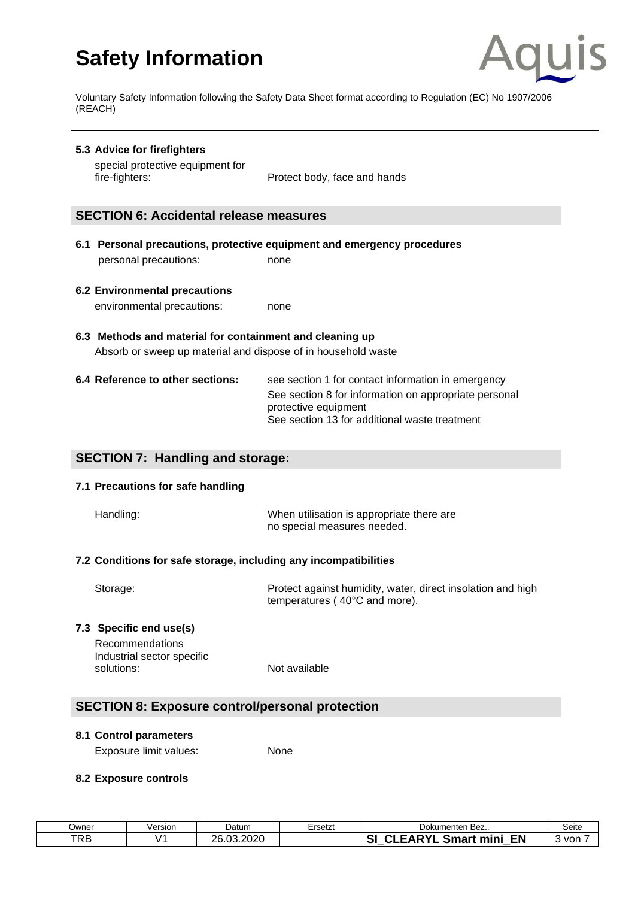#### 5.3 Advice for firefighters

special protective equipment for fire-fighters: Protect body, face and hands

## SECTION 6: Accidental release measures

#### 6.1 Personal precautions, protective equipment and emergency procedures

personal precautions: none

#### 6.2 Environmental precautions

environmental precautions: none

#### 6.3 Methods and material for containment and cleaning up

Absorb or sweep up material and dispose of in household waste

**6.4 Reference to other sections:** see section 1 for contact information in emergency
See section 8 for information on appropriate personal protective equipment
See section 13 for additional waste treatment

## SECTION 7: Handling and storage:

#### 7.1 Precautions for safe handling

Handling: When utilisation is appropriate there are no special measures needed.

#### 7.2 Conditions for safe storage, including any incompatibilities

Storage: Protect against humidity, water, direct insolation and high temperatures ( 40°C and more).

#### 7.3 Specific end use(s)

Recommendations
Industrial sector specific solutions: Not available

## SECTION 8: Exposure control/personal protection

#### 8.1 Control parameters

Exposure limit values: None

#### 8.2 Exposure controls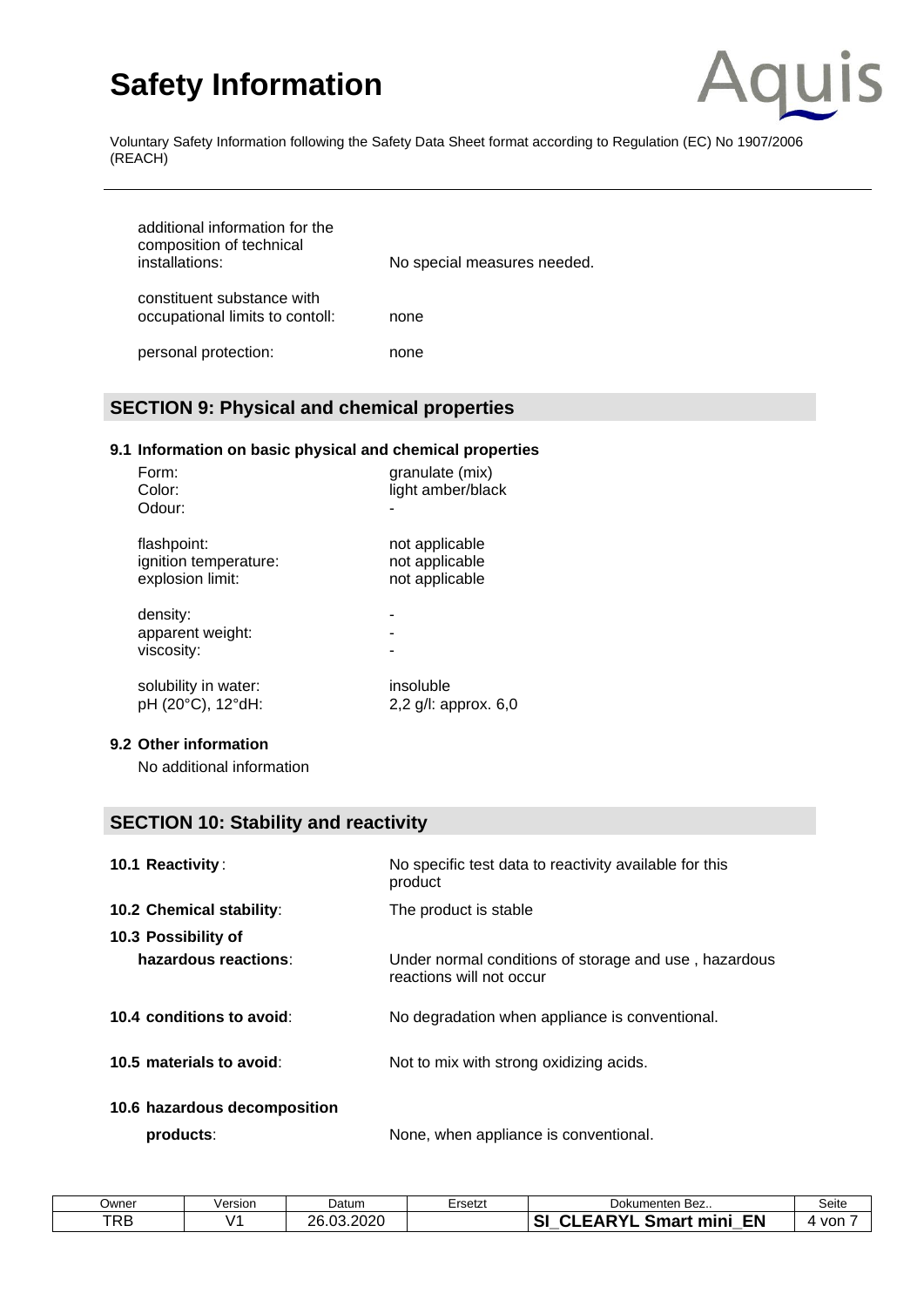| | |
|---|---|
| additional information for the composition of technical installations: | No special measures needed. |
| constituent substance with occupational limits to contoll: | none |
| personal protection: | none |

## SECTION 9: Physical and chemical properties

### 9.1 Information on basic physical and chemical properties

| | |
|---|---|
| Form: | granulate (mix) |
| Color: | light amber/black |
| Odour: | - |
| flashpoint: | not applicable |
| ignition temperature: | not applicable |
| explosion limit: | not applicable |
| density: | - |
| apparent weight: | - |
| viscosity: | - |
| solubility in water: | insoluble |
| pH (20°C), 12°dH: | 2,2 g/l: approx. 6,0 |

### 9.2 Other information

No additional information

## SECTION 10: Stability and reactivity

| | |
|---|---|
| **10.1 Reactivity**: | No specific test data to reactivity available for this product |
| **10.2 Chemical stability**: | The product is stable |
| **10.3 Possibility of hazardous reactions**: | Under normal conditions of storage and use , hazardous reactions will not occur |
| **10.4 conditions to avoid**: | No degradation when appliance is conventional. |
| **10.5 materials to avoid**: | Not to mix with strong oxidizing acids. |
| **10.6 hazardous decomposition products**: | None, when appliance is conventional. |

| Owner | Version | Datum | Ersetzt | Dokumenten Bez.. |
|---|---|---|---|---|
| TRB | V1 | 26.03.2020 | | **SI_CLEARYL Smart mini_EN** |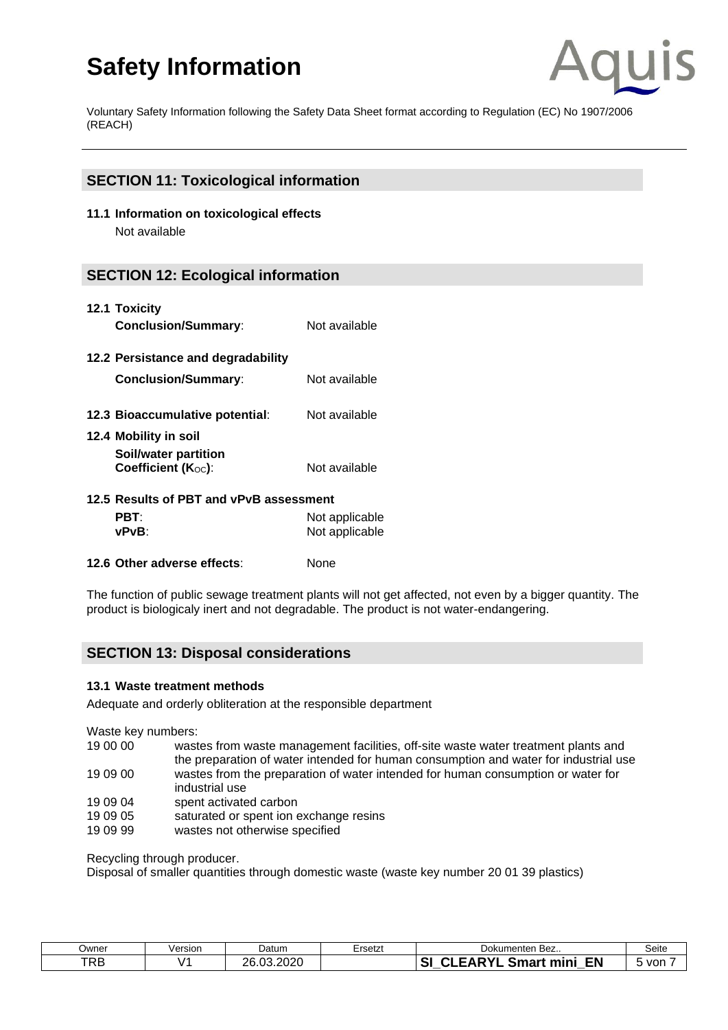# Safety Information

Voluntary Safety Information following the Safety Data Sheet format according to Regulation (EC) No 1907/2006 (REACH)

## SECTION 11: Toxicological information

**11.1 Information on toxicological effects**

Not available

## SECTION 12: Ecological information

**12.1 Toxicity**

**Conclusion/Summary**: Not available

**12.2 Persistance and degradability**

**Conclusion/Summary**: Not available

**12.3 Bioaccumulative potential**: Not available

**12.4 Mobility in soil**

**Soil/water partition Coefficient ($K_{OC}$)**: Not available

**12.5 Results of PBT and vPvB assessment**

**PBT**: Not applicable
**vPvB**: Not applicable

**12.6 Other adverse effects**: None

The function of public sewage treatment plants will not get affected, not even by a bigger quantity. The product is biologicaly inert and not degradable. The product is not water-endangering.

## SECTION 13: Disposal considerations

**13.1 Waste treatment methods**

Adequate and orderly obliteration at the responsible department

Waste key numbers:

| | |
|---|---|
| 19 00 00 | wastes from waste management facilities, off-site waste water treatment plants and the preparation of water intended for human consumption and water for industrial use |
| 19 09 00 | wastes from the preparation of water intended for human consumption or water for industrial use |
| 19 09 04 | spent activated carbon |
| 19 09 05 | saturated or spent ion exchange resins |
| 19 09 99 | wastes not otherwise specified |

Recycling through producer.
Disposal of smaller quantities through domestic waste (waste key number 20 01 39 plastics)

| Owner | Version | Datum | Ersetzt | Dokumenten Bez.. |
|---|---|---|---|---|
| TRB | V1 | 26.03.2020 | | **SI_CLEARYL Smart mini_EN** |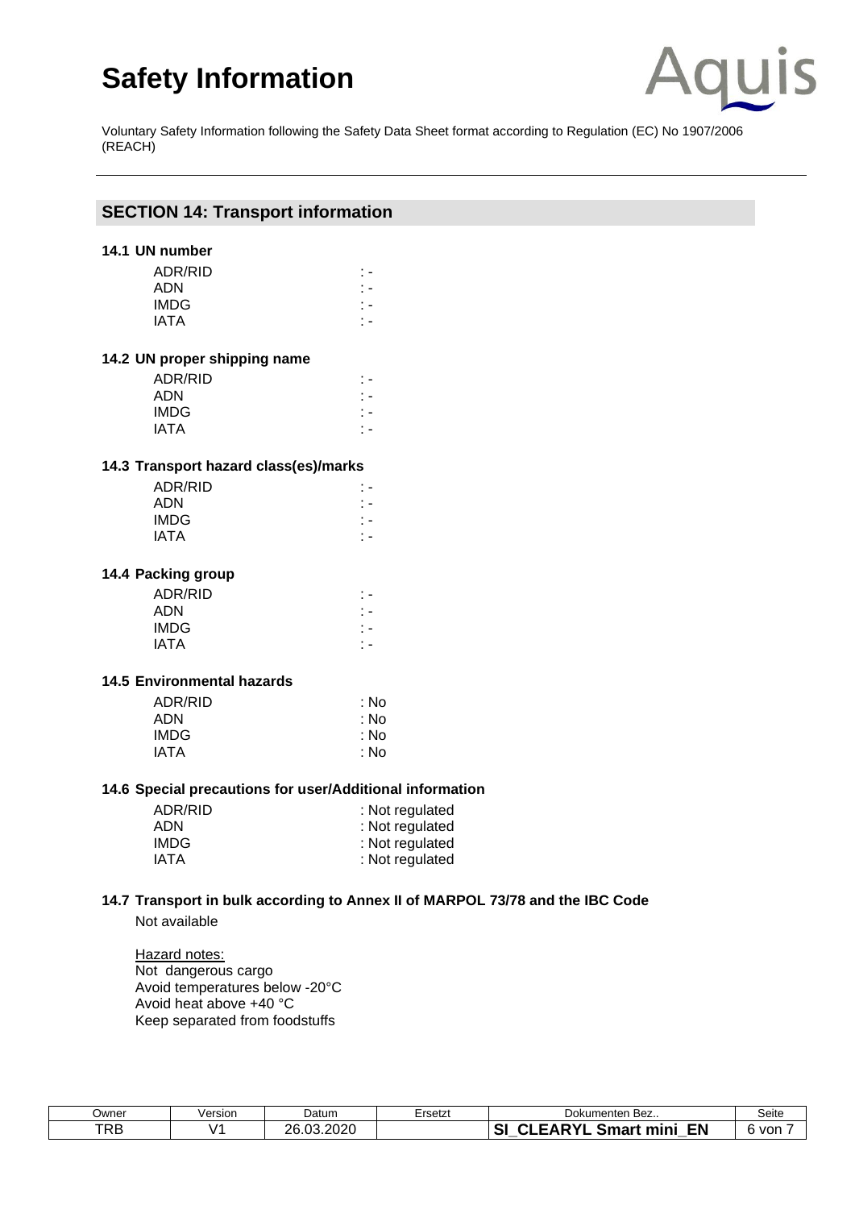## SECTION 14: Transport information

### 14.1 UN number

| | |
|---|---|
| ADR/RID | : - |
| ADN | : - |
| IMDG | : - |
| IATA | : - |

### 14.2 UN proper shipping name

| | |
|---|---|
| ADR/RID | : - |
| ADN | : - |
| IMDG | : - |
| IATA | : - |

### 14.3 Transport hazard class(es)/marks

| | |
|---|---|
| ADR/RID | : - |
| ADN | : - |
| IMDG | : - |
| IATA | : - |

### 14.4 Packing group

| | |
|---|---|
| ADR/RID | : - |
| ADN | : - |
| IMDG | : - |
| IATA | : - |

### 14.5 Environmental hazards

| | |
|---|---|
| ADR/RID | : No |
| ADN | : No |
| IMDG | : No |
| IATA | : No |

### 14.6 Special precautions for user/Additional information

| | |
|---|---|
| ADR/RID | : Not regulated |
| ADN | : Not regulated |
| IMDG | : Not regulated |
| IATA | : Not regulated |

### 14.7 Transport in bulk according to Annex II of MARPOL 73/78 and the IBC Code

Not available

Hazard notes:
Not dangerous cargo
Avoid temperatures below -20°C
Avoid heat above +40 °C
Keep separated from foodstuffs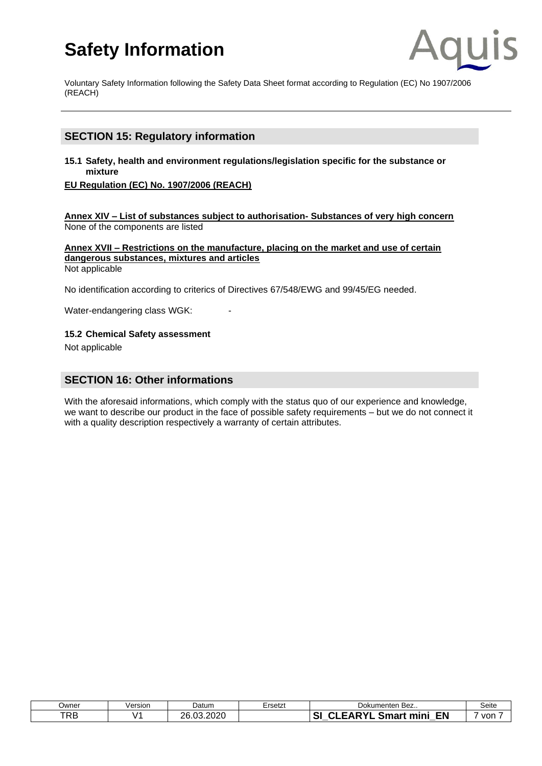## SECTION 15: Regulatory information

**15.1 Safety, health and environment regulations/legislation specific for the substance or mixture**

**EU Regulation (EC) No. 1907/2006 (REACH)**

**Annex XIV – List of substances subject to authorisation- Substances of very high concern**
None of the components are listed

**Annex XVII – Restrictions on the manufacture, placing on the market and use of certain dangerous substances, mixtures and articles**
Not applicable

No identification according to criterics of Directives 67/548/EWG and 99/45/EG needed.

Water-endangering class WGK: -

**15.2 Chemical Safety assessment**

Not applicable

## SECTION 16: Other informations

With the aforesaid informations, which comply with the status quo of our experience and knowledge, we want to describe our product in the face of possible safety requirements – but we do not connect it with a quality description respectively a warranty of certain attributes.